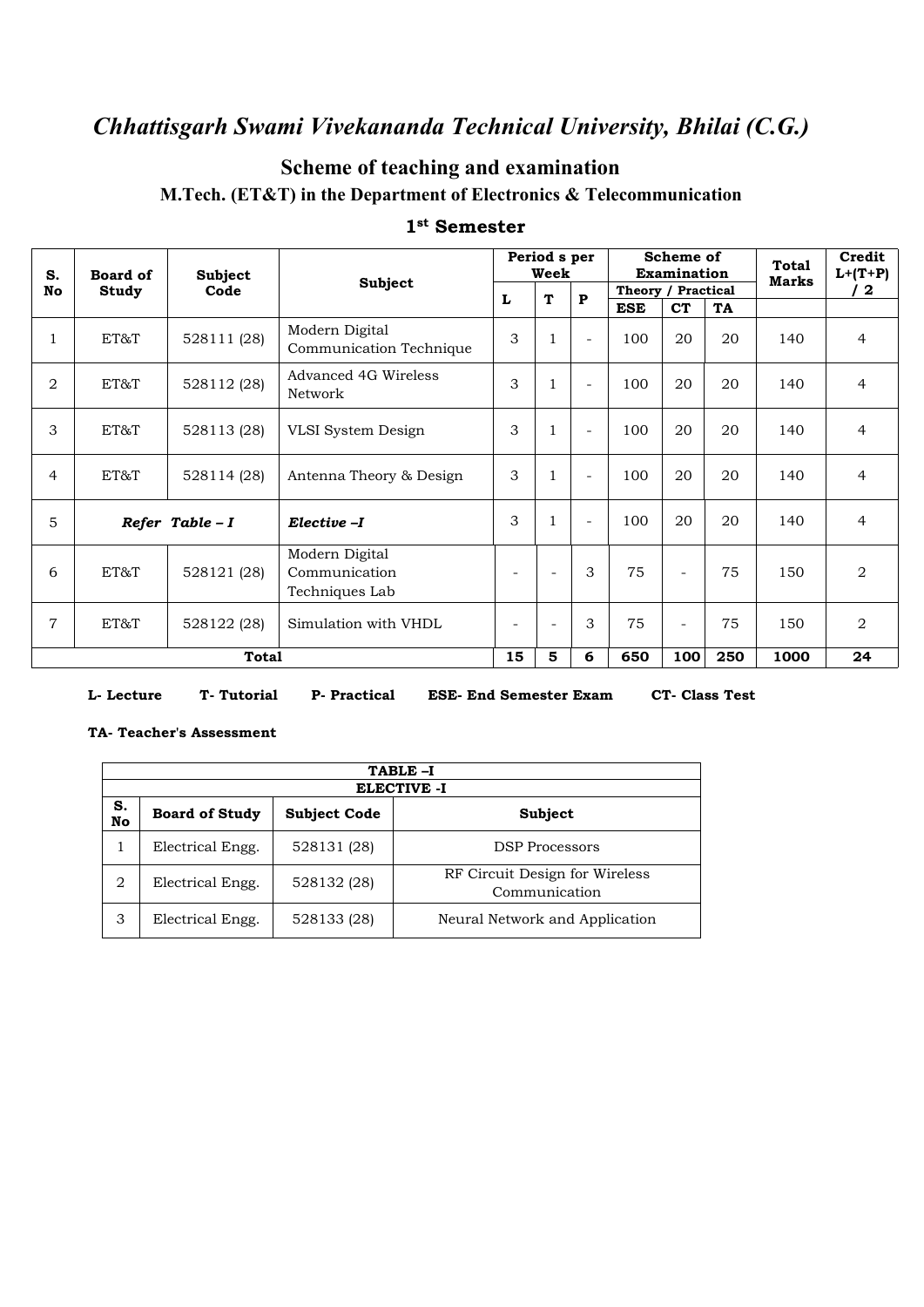# *Chhattisgarh Swami Vivekananda Technical University, Bhilai (C.G.)*

## Scheme of teaching and examination

### M.Tech. (ET&T) in the Department of Electronics & Telecommunication

### 1st Semester

| S. No | Board of Study | Subject Code | Subject | Period s per Week | | | Scheme of Examination | | | Total Marks | Credit L+(T+P) / 2 |
|---|---|---|---|---|---|---|---|---|---|---|---|
| | | | | L | T | P | Theory / Practical | | | | |
| | | | | | | | ESE | CT | TA | | |
| 1 | ET&T | 528111 (28) | Modern Digital Communication Technique | 3 | 1 | - | 100 | 20 | 20 | 140 | 4 |
| 2 | ET&T | 528112 (28) | Advanced 4G Wireless Network | 3 | 1 | - | 100 | 20 | 20 | 140 | 4 |
| 3 | ET&T | 528113 (28) | VLSI System Design | 3 | 1 | - | 100 | 20 | 20 | 140 | 4 |
| 4 | ET&T | 528114 (28) | Antenna Theory & Design | 3 | 1 | - | 100 | 20 | 20 | 140 | 4 |
| 5 | *Refer Table – I* | | *Elective –I* | 3 | 1 | - | 100 | 20 | 20 | 140 | 4 |
| 6 | ET&T | 528121 (28) | Modern Digital Communication Techniques Lab | - | - | 3 | 75 | - | 75 | 150 | 2 |
| 7 | ET&T | 528122 (28) | Simulation with VHDL | - | - | 3 | 75 | - | 75 | 150 | 2 |
| **Total** | | | | **15** | **5** | **6** | **650** | **100** | **250** | **1000** | **24** |

**L- Lecture** **T- Tutorial** **P- Practical** **ESE- End Semester Exam** **CT- Class Test**

**TA- Teacher's Assessment**

| TABLE –I | | | |
|---|---|---|---|
| **ELECTIVE -I** | | | |
| **S. No** | **Board of Study** | **Subject Code** | **Subject** |
| 1 | Electrical Engg. | 528131 (28) | DSP Processors |
| 2 | Electrical Engg. | 528132 (28) | RF Circuit Design for Wireless Communication |
| 3 | Electrical Engg. | 528133 (28) | Neural Network and Application |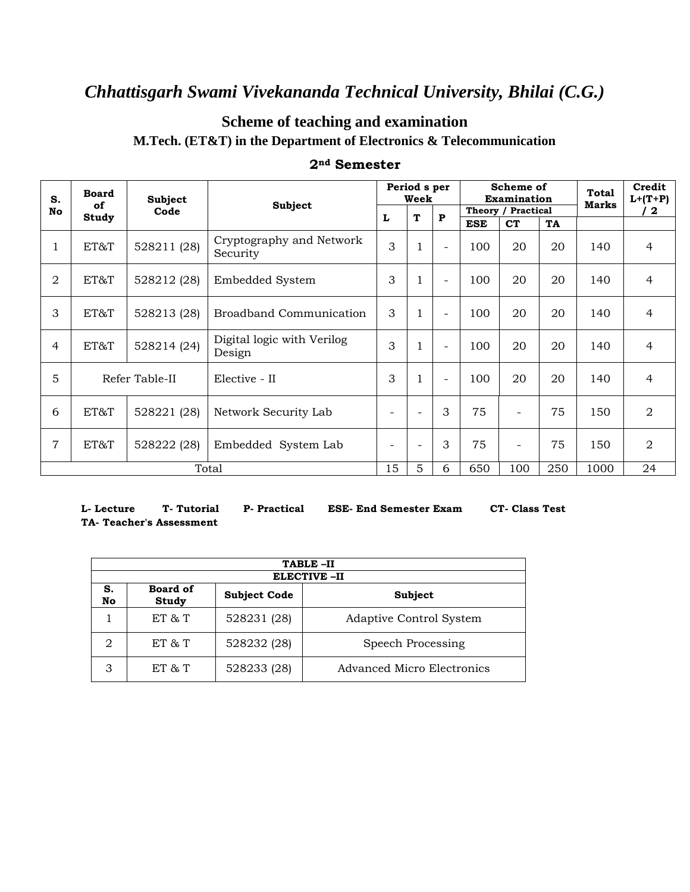# *Chhattisgarh Swami Vivekananda Technical University, Bhilai (C.G.)*

## Scheme of teaching and examination

### M.Tech. (ET&T) in the Department of Electronics & Telecommunication

### 2nd Semester

| S. No | Board of Study | Subject Code | Subject | Period s per Week | | | Scheme of Examination | | | Total Marks | Credit L+(T+P) / 2 |
|---|---|---|---|---|---|---|---|---|---|---|---|
| | | | | L | T | P | Theory / Practical | | | | |
| | | | | | | | ESE | CT | TA | | |
| 1 | ET&T | 528211 (28) | Cryptography and Network Security | 3 | 1 | - | 100 | 20 | 20 | 140 | 4 |
| 2 | ET&T | 528212 (28) | Embedded System | 3 | 1 | - | 100 | 20 | 20 | 140 | 4 |
| 3 | ET&T | 528213 (28) | Broadband Communication | 3 | 1 | - | 100 | 20 | 20 | 140 | 4 |
| 4 | ET&T | 528214 (24) | Digital logic with Verilog Design | 3 | 1 | - | 100 | 20 | 20 | 140 | 4 |
| 5 | Refer Table-II | | Elective - II | 3 | 1 | - | 100 | 20 | 20 | 140 | 4 |
| 6 | ET&T | 528221 (28) | Network Security Lab | - | - | 3 | 75 | - | 75 | 150 | 2 |
| 7 | ET&T | 528222 (28) | Embedded System Lab | - | - | 3 | 75 | - | 75 | 150 | 2 |
| Total | | | | 15 | 5 | 6 | 650 | 100 | 250 | 1000 | 24 |

**L- Lecture** **T- Tutorial** **P- Practical** **ESE- End Semester Exam** **CT- Class Test** **TA- Teacher's Assessment**

| TABLE –II | | | |
|---|---|---|---|
| ELECTIVE –II | | | |
| **S. No** | **Board of Study** | **Subject Code** | **Subject** |
| 1 | ET & T | 528231 (28) | Adaptive Control System |
| 2 | ET & T | 528232 (28) | Speech Processing |
| 3 | ET & T | 528233 (28) | Advanced Micro Electronics |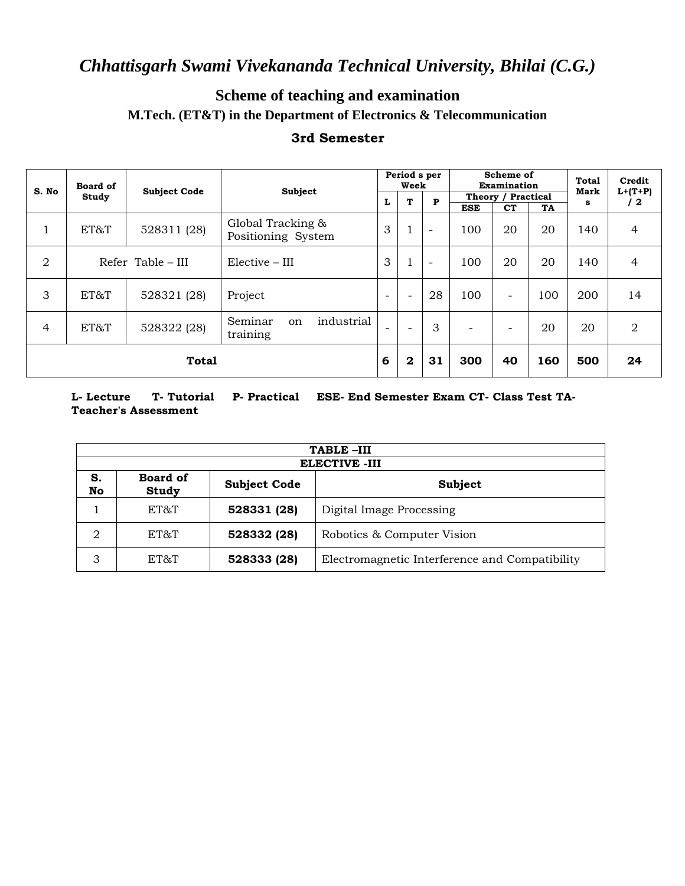# *Chhattisgarh Swami Vivekananda Technical University, Bhilai (C.G.)*

## Scheme of teaching and examination

### M.Tech. (ET&T) in the Department of Electronics & Telecommunication

### 3rd Semester

| S. No | Board of Study | Subject Code | Subject | Period s per Week | | | Scheme of Examination | | | Total Marks | Credit L+(T+P) / 2 |
|---|---|---|---|---|---|---|---|---|---|---|---|
| | | | | | | | Theory / Practical | | | | |
| | | | | L | T | P | ESE | CT | TA | | |
| 1 | ET&T | 528311 (28) | Global Tracking & Positioning System | 3 | 1 | - | 100 | 20 | 20 | 140 | 4 |
| 2 | Refer Table – III | | Elective – III | 3 | 1 | - | 100 | 20 | 20 | 140 | 4 |
| 3 | ET&T | 528321 (28) | Project | - | - | 28 | 100 | - | 100 | 200 | 14 |
| 4 | ET&T | 528322 (28) | Seminar on industrial training | - | - | 3 | - | - | 20 | 20 | 2 |
| **Total** | | | | **6** | **2** | **31** | **300** | **40** | **160** | **500** | **24** |

**L- Lecture T- Tutorial P- Practical ESE- End Semester Exam CT- Class Test TA- Teacher's Assessment**

| TABLE –III | | | |
|---|---|---|---|
| **ELECTIVE -III** | | | |
| **S. No** | **Board of Study** | **Subject Code** | **Subject** |
| 1 | ET&T | **528331 (28)** | Digital Image Processing |
| 2 | ET&T | **528332 (28)** | Robotics & Computer Vision |
| 3 | ET&T | **528333 (28)** | Electromagnetic Interference and Compatibility |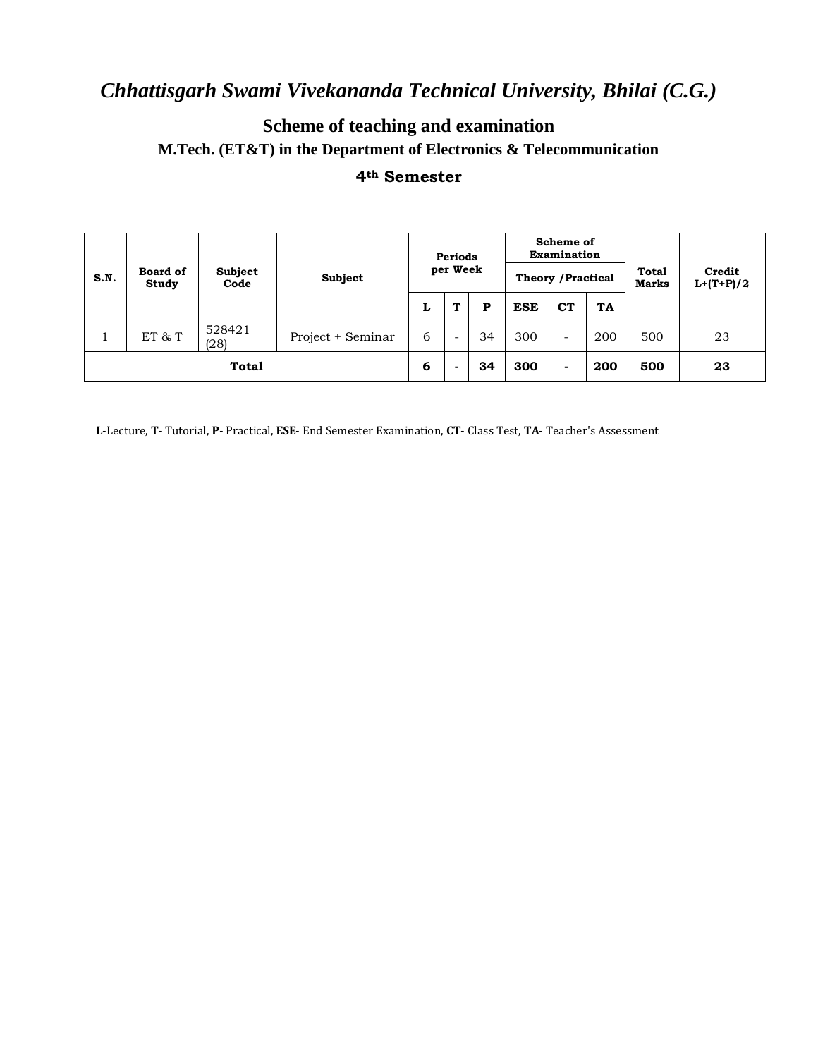# *Chhattisgarh Swami Vivekananda Technical University, Bhilai (C.G.)*

## Scheme of teaching and examination

### M.Tech. (ET&T) in the Department of Electronics & Telecommunication

### 4th Semester

| S.N. | Board of Study | Subject Code | Subject | Periods per Week | | | Scheme of Examination | | | Total Marks | Credit L+(T+P)/2 |
|---|---|---|---|---|---|---|---|---|---|---|---|
| | | | | | | | Theory /Practical | | | | |
| | | | | L | T | P | ESE | CT | TA | | |
| 1 | ET & T | 528421 (28) | Project + Seminar | 6 | - | 34 | 300 | - | 200 | 500 | 23 |
| **Total** | | | | **6** | **-** | **34** | **300** | **-** | **200** | **500** | **23** |

**L**-Lecture, **T**- Tutorial, **P**- Practical, **ESE**- End Semester Examination, **CT**- Class Test, **TA**- Teacher's Assessment